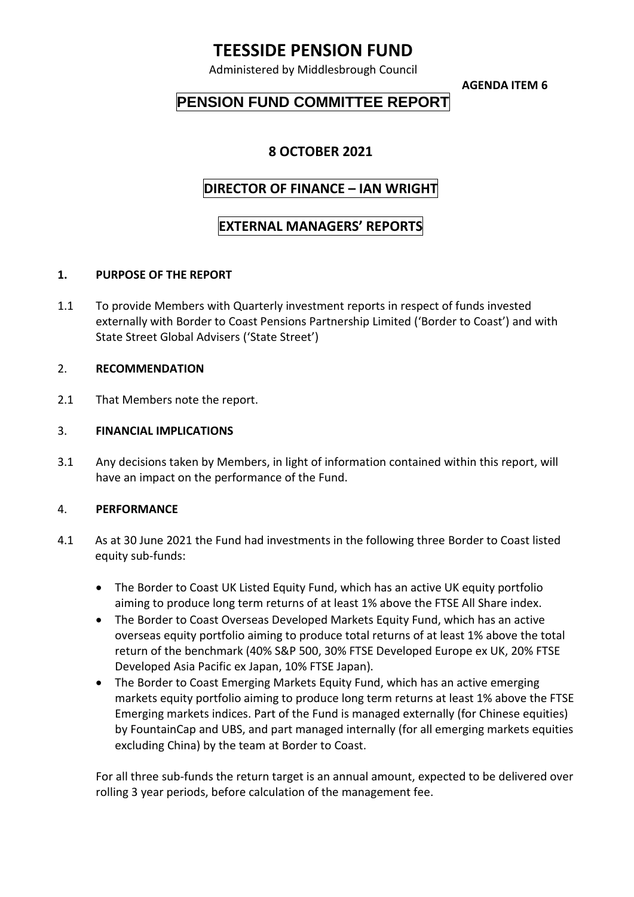# TEESSIDE PENSION FUND

Administered by Middlesbrough Council

**AGENDA ITEM 6**

## PENSION FUND COMMITTEE REPORT

**8 OCTOBER 2021**

**DIRECTOR OF FINANCE – IAN WRIGHT**

**EXTERNAL MANAGERS' REPORTS**

### 1. PURPOSE OF THE REPORT

1.1 To provide Members with Quarterly investment reports in respect of funds invested externally with Border to Coast Pensions Partnership Limited ('Border to Coast') and with State Street Global Advisers ('State Street')

### 2. RECOMMENDATION

2.1 That Members note the report.

### 3. FINANCIAL IMPLICATIONS

3.1 Any decisions taken by Members, in light of information contained within this report, will have an impact on the performance of the Fund.

### 4. PERFORMANCE

4.1 As at 30 June 2021 the Fund had investments in the following three Border to Coast listed equity sub-funds:

- The Border to Coast UK Listed Equity Fund, which has an active UK equity portfolio aiming to produce long term returns of at least 1% above the FTSE All Share index.
- The Border to Coast Overseas Developed Markets Equity Fund, which has an active overseas equity portfolio aiming to produce total returns of at least 1% above the total return of the benchmark (40% S&P 500, 30% FTSE Developed Europe ex UK, 20% FTSE Developed Asia Pacific ex Japan, 10% FTSE Japan).
- The Border to Coast Emerging Markets Equity Fund, which has an active emerging markets equity portfolio aiming to produce long term returns at least 1% above the FTSE Emerging markets indices. Part of the Fund is managed externally (for Chinese equities) by FountainCap and UBS, and part managed internally (for all emerging markets equities excluding China) by the team at Border to Coast.

For all three sub-funds the return target is an annual amount, expected to be delivered over rolling 3 year periods, before calculation of the management fee.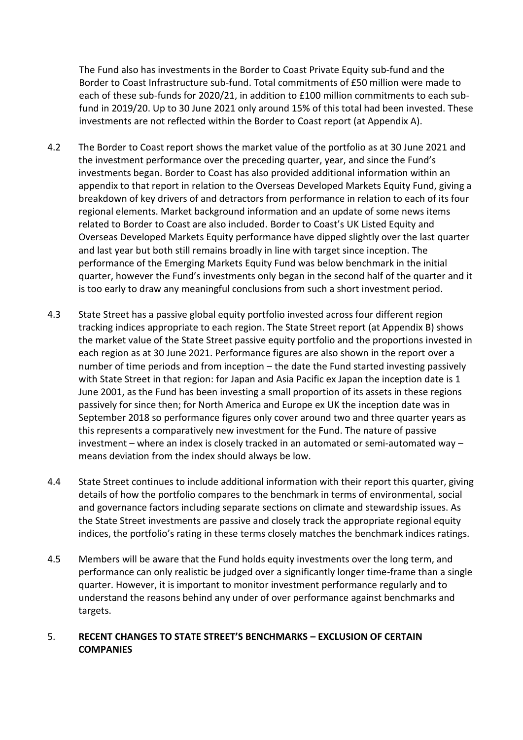The Fund also has investments in the Border to Coast Private Equity sub-fund and the Border to Coast Infrastructure sub-fund. Total commitments of £50 million were made to each of these sub-funds for 2020/21, in addition to £100 million commitments to each sub-fund in 2019/20. Up to 30 June 2021 only around 15% of this total had been invested. These investments are not reflected within the Border to Coast report (at Appendix A).

4.2 The Border to Coast report shows the market value of the portfolio as at 30 June 2021 and the investment performance over the preceding quarter, year, and since the Fund's investments began. Border to Coast has also provided additional information within an appendix to that report in relation to the Overseas Developed Markets Equity Fund, giving a breakdown of key drivers of and detractors from performance in relation to each of its four regional elements. Market background information and an update of some news items related to Border to Coast are also included. Border to Coast's UK Listed Equity and Overseas Developed Markets Equity performance have dipped slightly over the last quarter and last year but both still remains broadly in line with target since inception. The performance of the Emerging Markets Equity Fund was below benchmark in the initial quarter, however the Fund's investments only began in the second half of the quarter and it is too early to draw any meaningful conclusions from such a short investment period.

4.3 State Street has a passive global equity portfolio invested across four different region tracking indices appropriate to each region. The State Street report (at Appendix B) shows the market value of the State Street passive equity portfolio and the proportions invested in each region as at 30 June 2021. Performance figures are also shown in the report over a number of time periods and from inception – the date the Fund started investing passively with State Street in that region: for Japan and Asia Pacific ex Japan the inception date is 1 June 2001, as the Fund has been investing a small proportion of its assets in these regions passively for since then; for North America and Europe ex UK the inception date was in September 2018 so performance figures only cover around two and three quarter years as this represents a comparatively new investment for the Fund. The nature of passive investment – where an index is closely tracked in an automated or semi-automated way – means deviation from the index should always be low.

4.4 State Street continues to include additional information with their report this quarter, giving details of how the portfolio compares to the benchmark in terms of environmental, social and governance factors including separate sections on climate and stewardship issues. As the State Street investments are passive and closely track the appropriate regional equity indices, the portfolio's rating in these terms closely matches the benchmark indices ratings.

4.5 Members will be aware that the Fund holds equity investments over the long term, and performance can only realistic be judged over a significantly longer time-frame than a single quarter. However, it is important to monitor investment performance regularly and to understand the reasons behind any under of over performance against benchmarks and targets.

## 5. RECENT CHANGES TO STATE STREET'S BENCHMARKS – EXCLUSION OF CERTAIN COMPANIES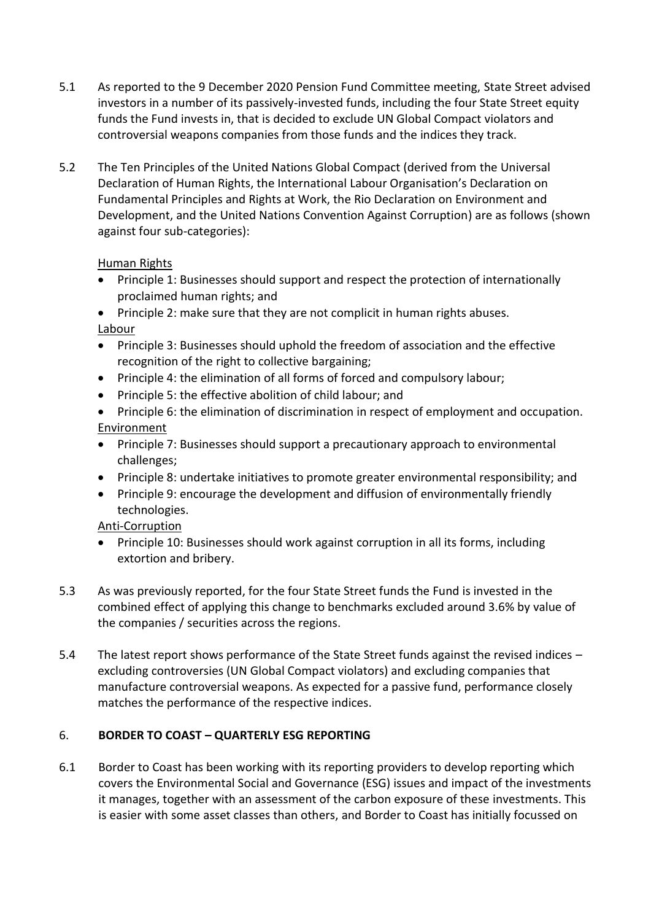5.1 As reported to the 9 December 2020 Pension Fund Committee meeting, State Street advised investors in a number of its passively-invested funds, including the four State Street equity funds the Fund invests in, that is decided to exclude UN Global Compact violators and controversial weapons companies from those funds and the indices they track.

5.2 The Ten Principles of the United Nations Global Compact (derived from the Universal Declaration of Human Rights, the International Labour Organisation's Declaration on Fundamental Principles and Rights at Work, the Rio Declaration on Environment and Development, and the United Nations Convention Against Corruption) are as follows (shown against four sub-categories):

<u>Human Rights</u>

- Principle 1: Businesses should support and respect the protection of internationally proclaimed human rights; and
- Principle 2: make sure that they are not complicit in human rights abuses.

<u>Labour</u>

- Principle 3: Businesses should uphold the freedom of association and the effective recognition of the right to collective bargaining;
- Principle 4: the elimination of all forms of forced and compulsory labour;
- Principle 5: the effective abolition of child labour; and
- Principle 6: the elimination of discrimination in respect of employment and occupation.

<u>Environment</u>

- Principle 7: Businesses should support a precautionary approach to environmental challenges;
- Principle 8: undertake initiatives to promote greater environmental responsibility; and
- Principle 9: encourage the development and diffusion of environmentally friendly technologies.

<u>Anti-Corruption</u>

- Principle 10: Businesses should work against corruption in all its forms, including extortion and bribery.

5.3 As was previously reported, for the four State Street funds the Fund is invested in the combined effect of applying this change to benchmarks excluded around 3.6% by value of the companies / securities across the regions.

5.4 The latest report shows performance of the State Street funds against the revised indices – excluding controversies (UN Global Compact violators) and excluding companies that manufacture controversial weapons. As expected for a passive fund, performance closely matches the performance of the respective indices.

## 6. BORDER TO COAST – QUARTERLY ESG REPORTING

6.1 Border to Coast has been working with its reporting providers to develop reporting which covers the Environmental Social and Governance (ESG) issues and impact of the investments it manages, together with an assessment of the carbon exposure of these investments. This is easier with some asset classes than others, and Border to Coast has initially focussed on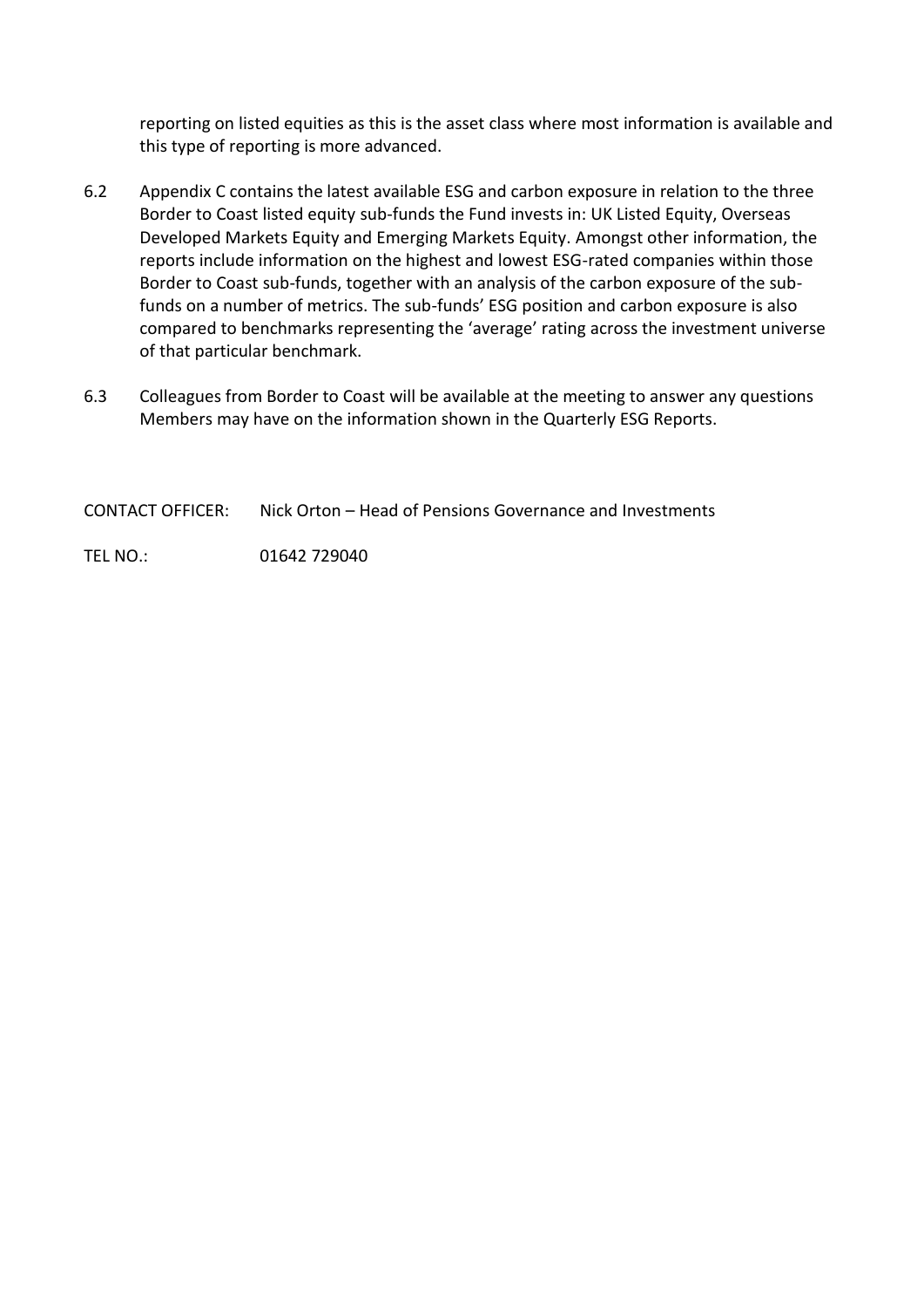reporting on listed equities as this is the asset class where most information is available and this type of reporting is more advanced.

6.2 Appendix C contains the latest available ESG and carbon exposure in relation to the three Border to Coast listed equity sub-funds the Fund invests in: UK Listed Equity, Overseas Developed Markets Equity and Emerging Markets Equity. Amongst other information, the reports include information on the highest and lowest ESG-rated companies within those Border to Coast sub-funds, together with an analysis of the carbon exposure of the sub-funds on a number of metrics. The sub-funds' ESG position and carbon exposure is also compared to benchmarks representing the 'average' rating across the investment universe of that particular benchmark.

6.3 Colleagues from Border to Coast will be available at the meeting to answer any questions Members may have on the information shown in the Quarterly ESG Reports.

CONTACT OFFICER: Nick Orton – Head of Pensions Governance and Investments

TEL NO.: 01642 729040